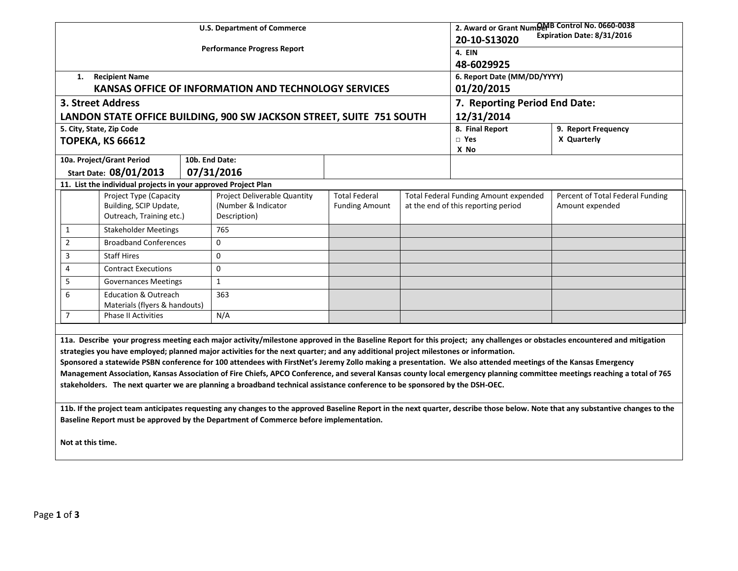**U.S. Department of Commerce**

**Performance Progress Report**

**OMB Control No. 0660-0038**
**Expiration Date: 8/31/2016**

| | |
|---|---|
| **2. Award or Grant Number** | **20-10-S13020** |
| **4. EIN** | **48-6029925** |
| **1. Recipient Name** | **KANSAS OFFICE OF INFORMATION AND TECHNOLOGY SERVICES** |
| **6. Report Date (MM/DD/YYYY)** | **01/20/2015** |
| **3. Street Address** | **LANDON STATE OFFICE BUILDING, 900 SW JACKSON STREET, SUITE 751 SOUTH** |
| **7. Reporting Period End Date:** | **12/31/2014** |
| **5. City, State, Zip Code** | **TOPEKA, KS 66612** |
| **8. Final Report** | □ Yes X No |
| **9. Report Frequency** | X Quarterly |
| **10a. Project/Grant Period Start Date:** | **08/01/2013** |
| **10b. End Date:** | **07/31/2016** |

**11. List the individual projects in your approved Project Plan**

| | Project Type (Capacity Building, SCIP Update, Outreach, Training etc.) | Project Deliverable Quantity (Number & Indicator Description) | Total Federal Funding Amount | Total Federal Funding Amount expended at the end of this reporting period | Percent of Total Federal Funding Amount expended |
|---|---|---|---|---|---|
| 1 | Stakeholder Meetings | 765 | | | |
| 2 | Broadband Conferences | 0 | | | |
| 3 | Staff Hires | 0 | | | |
| 4 | Contract Executions | 0 | | | |
| 5 | Governances Meetings | 1 | | | |
| 6 | Education & Outreach Materials (flyers & handouts) | 363 | | | |
| 7 | Phase II Activities | N/A | | | |

**11a. Describe your progress meeting each major activity/milestone approved in the Baseline Report for this project; any challenges or obstacles encountered and mitigation strategies you have employed; planned major activities for the next quarter; and any additional project milestones or information.**

**Sponsored a statewide PSBN conference for 100 attendees with FirstNet's Jeremy Zollo making a presentation. We also attended meetings of the Kansas Emergency Management Association, Kansas Association of Fire Chiefs, APCO Conference, and several Kansas county local emergency planning committee meetings reaching a total of 765 stakeholders. The next quarter we are planning a broadband technical assistance conference to be sponsored by the DSH-OEC.**

**11b. If the project team anticipates requesting any changes to the approved Baseline Report in the next quarter, describe those below. Note that any substantive changes to the Baseline Report must be approved by the Department of Commerce before implementation.**

**Not at this time.**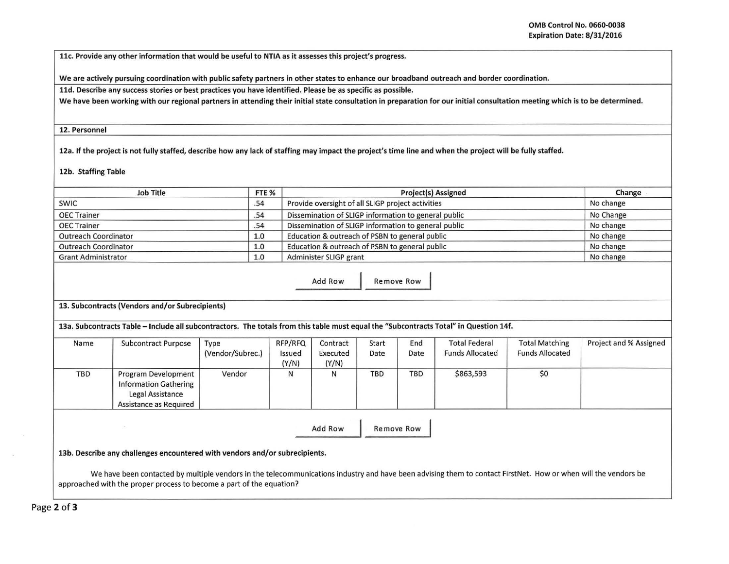OMB Control No. 0660-0038
Expiration Date: 8/31/2016

**11c. Provide any other information that would be useful to NTIA as it assesses this project's progress.**

**We are actively pursuing coordination with public safety partners in other states to enhance our broadband outreach and border coordination.**

**11d. Describe any success stories or best practices you have identified. Please be as specific as possible.**

**We have been working with our regional partners in attending their initial state consultation in preparation for our initial consultation meeting which is to be determined.**

**12. Personnel**

**12a. If the project is not fully staffed, describe how any lack of staffing may impact the project's time line and when the project will be fully staffed.**

**12b. Staffing Table**

| Job Title | FTE % | Project(s) Assigned | Change |
|---|---|---|---|
| SWIC | .54 | Provide oversight of all SLIGP project activities | No change |
| OEC Trainer | .54 | Dissemination of SLIGP information to general public | No Change |
| OEC Trainer | .54 | Dissemination of SLIGP information to general public | No change |
| Outreach Coordinator | 1.0 | Education & outreach of PSBN to general public | No change |
| Outreach Coordinator | 1.0 | Education & outreach of PSBN to general public | No change |
| Grant Administrator | 1.0 | Administer SLIGP grant | No change |

Add Row | Remove Row

**13. Subcontracts (Vendors and/or Subrecipients)**

**13a. Subcontracts Table – Include all subcontractors. The totals from this table must equal the "Subcontracts Total" in Question 14f.**

| Name | Subcontract Purpose | Type (Vendor/Subrec.) | RFP/RFQ Issued (Y/N) | Contract Executed (Y/N) | Start Date | End Date | Total Federal Funds Allocated | Total Matching Funds Allocated | Project and % Assigned |
|---|---|---|---|---|---|---|---|---|---|
| TBD | Program Development Information Gathering Legal Assistance Assistance as Required | Vendor | N | N | TBD | TBD | $863,593 | $0 | |

Add Row | Remove Row

**13b. Describe any challenges encountered with vendors and/or subrecipients.**

We have been contacted by multiple vendors in the telecommunications industry and have been advising them to contact FirstNet. How or when will the vendors be approached with the proper process to become a part of the equation?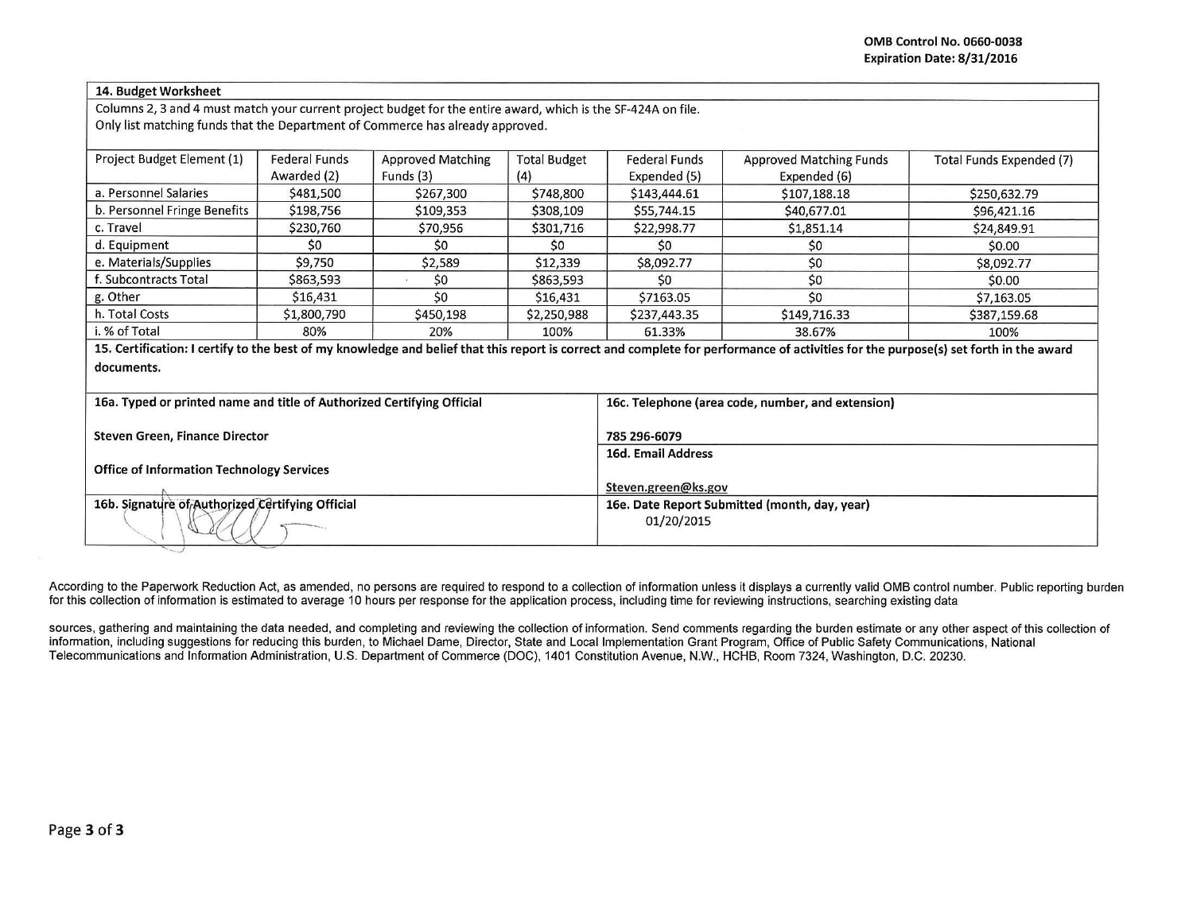OMB Control No. 0660-0038
Expiration Date: 8/31/2016

**14. Budget Worksheet**

Columns 2, 3 and 4 must match your current project budget for the entire award, which is the SF-424A on file.
Only list matching funds that the Department of Commerce has already approved.

| Project Budget Element (1) | Federal Funds Awarded (2) | Approved Matching Funds (3) | Total Budget (4) | Federal Funds Expended (5) | Approved Matching Funds Expended (6) | Total Funds Expended (7) |
|---|---|---|---|---|---|---|
| a. Personnel Salaries | $481,500 | $267,300 | $748,800 | $143,444.61 | $107,188.18 | $250,632.79 |
| b. Personnel Fringe Benefits | $198,756 | $109,353 | $308,109 | $55,744.15 | $40,677.01 | $96,421.16 |
| c. Travel | $230,760 | $70,956 | $301,716 | $22,998.77 | $1,851.14 | $24,849.91 |
| d. Equipment | $0 | $0 | $0 | $0 | $0 | $0.00 |
| e. Materials/Supplies | $9,750 | $2,589 | $12,339 | $8,092.77 | $0 | $8,092.77 |
| f. Subcontracts Total | $863,593 | $0 | $863,593 | $0 | $0 | $0.00 |
| g. Other | $16,431 | $0 | $16,431 | $7163.05 | $0 | $7,163.05 |
| h. Total Costs | $1,800,790 | $450,198 | $2,250,988 | $237,443.35 | $149,716.33 | $387,159.68 |
| i. % of Total | 80% | 20% | 100% | 61.33% | 38.67% | 100% |

**15. Certification: I certify to the best of my knowledge and belief that this report is correct and complete for performance of activities for the purpose(s) set forth in the award documents.**

| | |
|---|---|
| **16a. Typed or printed name and title of Authorized Certifying Official**<br><br>**Steven Green, Finance Director**<br><br>**Office of Information Technology Services** | **16c. Telephone (area code, number, and extension)**<br><br>**785 296-6079**<br><br>**16d. Email Address**<br><br>**Steven.green@ks.gov** |
| **16b. Signature of Authorized Certifying Official** | **16e. Date Report Submitted (month, day, year)**<br><br>01/20/2015 |

According to the Paperwork Reduction Act, as amended, no persons are required to respond to a collection of information unless it displays a currently valid OMB control number. Public reporting burden for this collection of information is estimated to average 10 hours per response for the application process, including time for reviewing instructions, searching existing data

sources, gathering and maintaining the data needed, and completing and reviewing the collection of information. Send comments regarding the burden estimate or any other aspect of this collection of information, including suggestions for reducing this burden, to Michael Dame, Director, State and Local Implementation Grant Program, Office of Public Safety Communications, National Telecommunications and Information Administration, U.S. Department of Commerce (DOC), 1401 Constitution Avenue, N.W., HCHB, Room 7324, Washington, D.C. 20230.